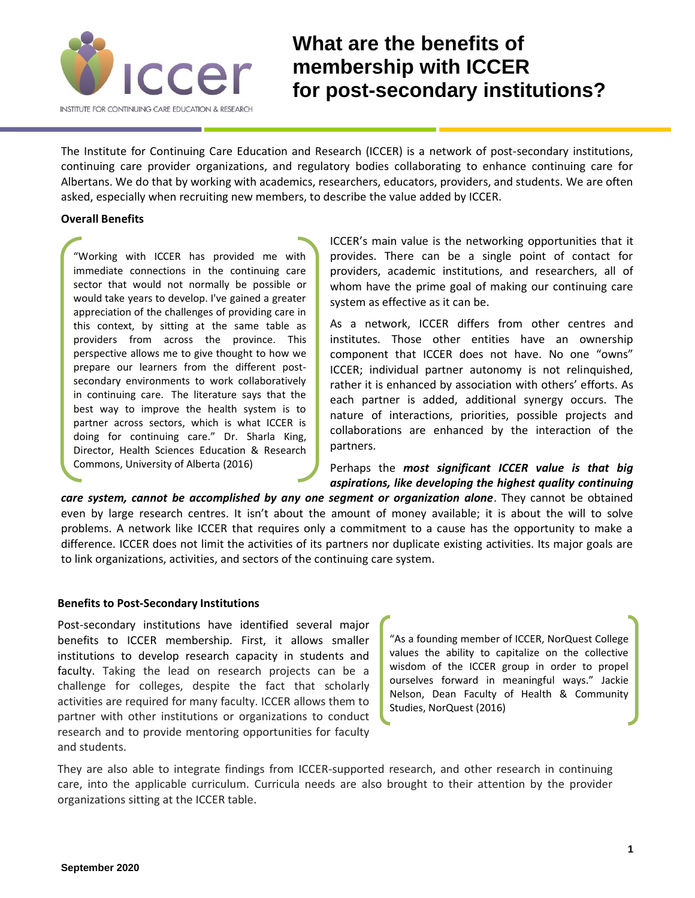# What are the benefits of membership with ICCER for post-secondary institutions?

The Institute for Continuing Care Education and Research (ICCER) is a network of post-secondary institutions, continuing care provider organizations, and regulatory bodies collaborating to enhance continuing care for Albertans. We do that by working with academics, researchers, educators, providers, and students. We are often asked, especially when recruiting new members, to describe the value added by ICCER.

## Overall Benefits

> "Working with ICCER has provided me with immediate connections in the continuing care sector that would not normally be possible or would take years to develop. I've gained a greater appreciation of the challenges of providing care in this context, by sitting at the same table as providers from across the province. This perspective allows me to give thought to how we prepare our learners from the different post-secondary environments to work collaboratively in continuing care. The literature says that the best way to improve the health system is to partner across sectors, which is what ICCER is doing for continuing care." Dr. Sharla King, Director, Health Sciences Education & Research Commons, University of Alberta (2016)

ICCER's main value is the networking opportunities that it provides. There can be a single point of contact for providers, academic institutions, and researchers, all of whom have the prime goal of making our continuing care system as effective as it can be.

As a network, ICCER differs from other centres and institutes. Those other entities have an ownership component that ICCER does not have. No one "owns" ICCER; individual partner autonomy is not relinquished, rather it is enhanced by association with others' efforts. As each partner is added, additional synergy occurs. The nature of interactions, priorities, possible projects and collaborations are enhanced by the interaction of the partners.

Perhaps the ***most significant ICCER value is that big aspirations, like developing the highest quality continuing care system, cannot be accomplished by any one segment or organization alone***. They cannot be obtained even by large research centres. It isn't about the amount of money available; it is about the will to solve problems. A network like ICCER that requires only a commitment to a cause has the opportunity to make a difference. ICCER does not limit the activities of its partners nor duplicate existing activities. Its major goals are to link organizations, activities, and sectors of the continuing care system.

## Benefits to Post-Secondary Institutions

Post-secondary institutions have identified several major benefits to ICCER membership. First, it allows smaller institutions to develop research capacity in students and faculty. Taking the lead on research projects can be a challenge for colleges, despite the fact that scholarly activities are required for many faculty. ICCER allows them to partner with other institutions or organizations to conduct research and to provide mentoring opportunities for faculty and students.

> "As a founding member of ICCER, NorQuest College values the ability to capitalize on the collective wisdom of the ICCER group in order to propel ourselves forward in meaningful ways." Jackie Nelson, Dean Faculty of Health & Community Studies, NorQuest (2016)

They are also able to integrate findings from ICCER-supported research, and other research in continuing care, into the applicable curriculum. Curricula needs are also brought to their attention by the provider organizations sitting at the ICCER table.

September 2020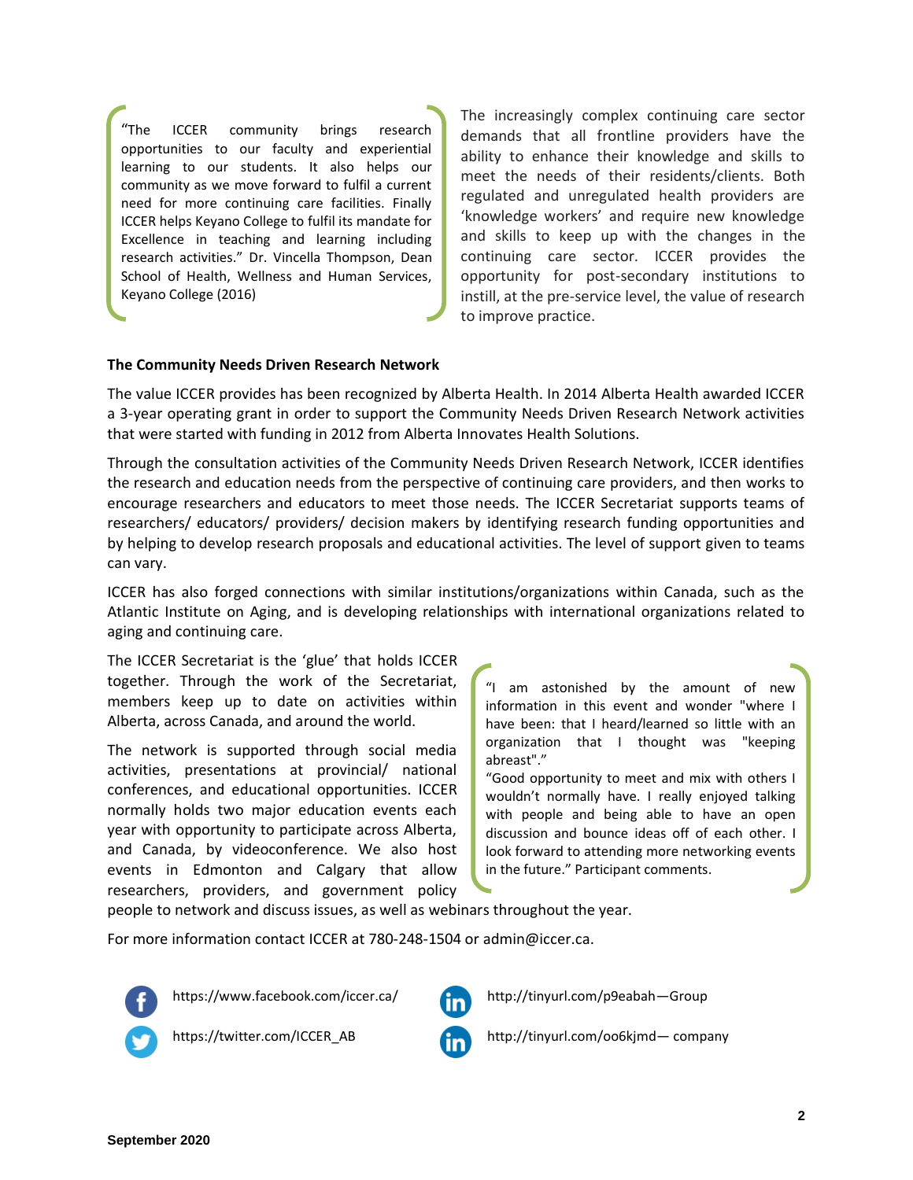> "The ICCER community brings research opportunities to our faculty and experiential learning to our students. It also helps our community as we move forward to fulfil a current need for more continuing care facilities. Finally ICCER helps Keyano College to fulfil its mandate for Excellence in teaching and learning including research activities." Dr. Vincella Thompson, Dean School of Health, Wellness and Human Services, Keyano College (2016)

The increasingly complex continuing care sector demands that all frontline providers have the ability to enhance their knowledge and skills to meet the needs of their residents/clients. Both regulated and unregulated health providers are 'knowledge workers' and require new knowledge and skills to keep up with the changes in the continuing care sector. ICCER provides the opportunity for post-secondary institutions to instill, at the pre-service level, the value of research to improve practice.

**The Community Needs Driven Research Network**

The value ICCER provides has been recognized by Alberta Health. In 2014 Alberta Health awarded ICCER a 3-year operating grant in order to support the Community Needs Driven Research Network activities that were started with funding in 2012 from Alberta Innovates Health Solutions.

Through the consultation activities of the Community Needs Driven Research Network, ICCER identifies the research and education needs from the perspective of continuing care providers, and then works to encourage researchers and educators to meet those needs. The ICCER Secretariat supports teams of researchers/ educators/ providers/ decision makers by identifying research funding opportunities and by helping to develop research proposals and educational activities. The level of support given to teams can vary.

ICCER has also forged connections with similar institutions/organizations within Canada, such as the Atlantic Institute on Aging, and is developing relationships with international organizations related to aging and continuing care.

The ICCER Secretariat is the 'glue' that holds ICCER together. Through the work of the Secretariat, members keep up to date on activities within Alberta, across Canada, and around the world.

The network is supported through social media activities, presentations at provincial/ national conferences, and educational opportunities. ICCER normally holds two major education events each year with opportunity to participate across Alberta, and Canada, by videoconference. We also host events in Edmonton and Calgary that allow researchers, providers, and government policy people to network and discuss issues, as well as webinars throughout the year.

> "I am astonished by the amount of new information in this event and wonder "where I have been: that I heard/learned so little with an organization that I thought was "keeping abreast"."
>
> "Good opportunity to meet and mix with others I wouldn't normally have. I really enjoyed talking with people and being able to have an open discussion and bounce ideas off of each other. I look forward to attending more networking events in the future." Participant comments.

For more information contact ICCER at 780-248-1504 or admin@iccer.ca.

https://www.facebook.com/iccer.ca/

https://twitter.com/ICCER_AB

http://tinyurl.com/p9eabah—Group

http://tinyurl.com/oo6kjmd— company

September 2020